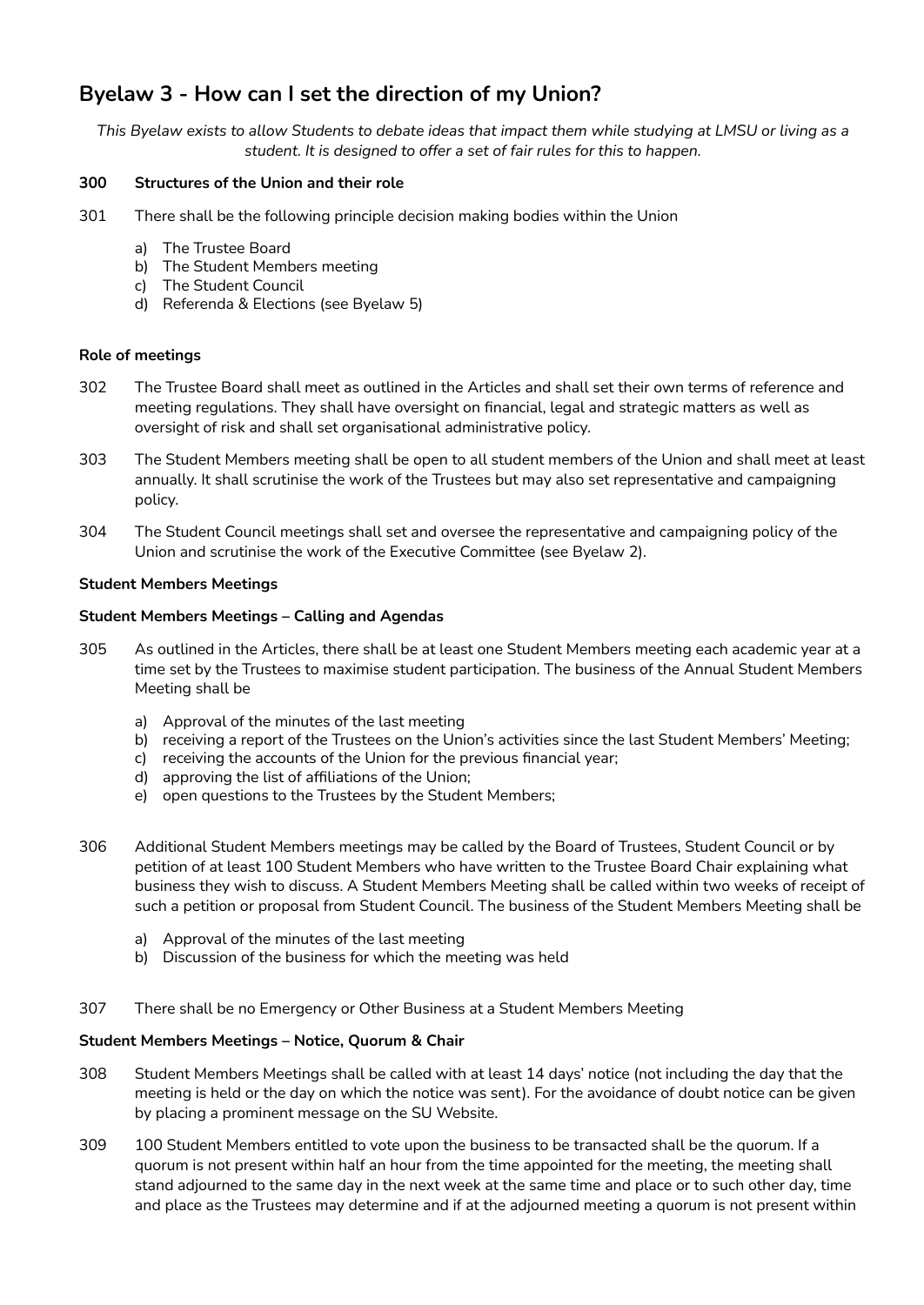# Byelaw 3 - How can I set the direction of my Union?

*This Byelaw exists to allow Students to debate ideas that impact them while studying at LMSU or living as a student. It is designed to offer a set of fair rules for this to happen.*

**300 Structures of the Union and their role**

301 There shall be the following principle decision making bodies within the Union

a) The Trustee Board
b) The Student Members meeting
c) The Student Council
d) Referenda & Elections (see Byelaw 5)

**Role of meetings**

302 The Trustee Board shall meet as outlined in the Articles and shall set their own terms of reference and meeting regulations. They shall have oversight on financial, legal and strategic matters as well as oversight of risk and shall set organisational administrative policy.

303 The Student Members meeting shall be open to all student members of the Union and shall meet at least annually. It shall scrutinise the work of the Trustees but may also set representative and campaigning policy.

304 The Student Council meetings shall set and oversee the representative and campaigning policy of the Union and scrutinise the work of the Executive Committee (see Byelaw 2).

**Student Members Meetings**

**Student Members Meetings – Calling and Agendas**

305 As outlined in the Articles, there shall be at least one Student Members meeting each academic year at a time set by the Trustees to maximise student participation. The business of the Annual Student Members Meeting shall be

a) Approval of the minutes of the last meeting
b) receiving a report of the Trustees on the Union's activities since the last Student Members' Meeting;
c) receiving the accounts of the Union for the previous financial year;
d) approving the list of affiliations of the Union;
e) open questions to the Trustees by the Student Members;

306 Additional Student Members meetings may be called by the Board of Trustees, Student Council or by petition of at least 100 Student Members who have written to the Trustee Board Chair explaining what business they wish to discuss. A Student Members Meeting shall be called within two weeks of receipt of such a petition or proposal from Student Council. The business of the Student Members Meeting shall be

a) Approval of the minutes of the last meeting
b) Discussion of the business for which the meeting was held

307 There shall be no Emergency or Other Business at a Student Members Meeting

**Student Members Meetings – Notice, Quorum & Chair**

308 Student Members Meetings shall be called with at least 14 days' notice (not including the day that the meeting is held or the day on which the notice was sent). For the avoidance of doubt notice can be given by placing a prominent message on the SU Website.

309 100 Student Members entitled to vote upon the business to be transacted shall be the quorum. If a quorum is not present within half an hour from the time appointed for the meeting, the meeting shall stand adjourned to the same day in the next week at the same time and place or to such other day, time and place as the Trustees may determine and if at the adjourned meeting a quorum is not present within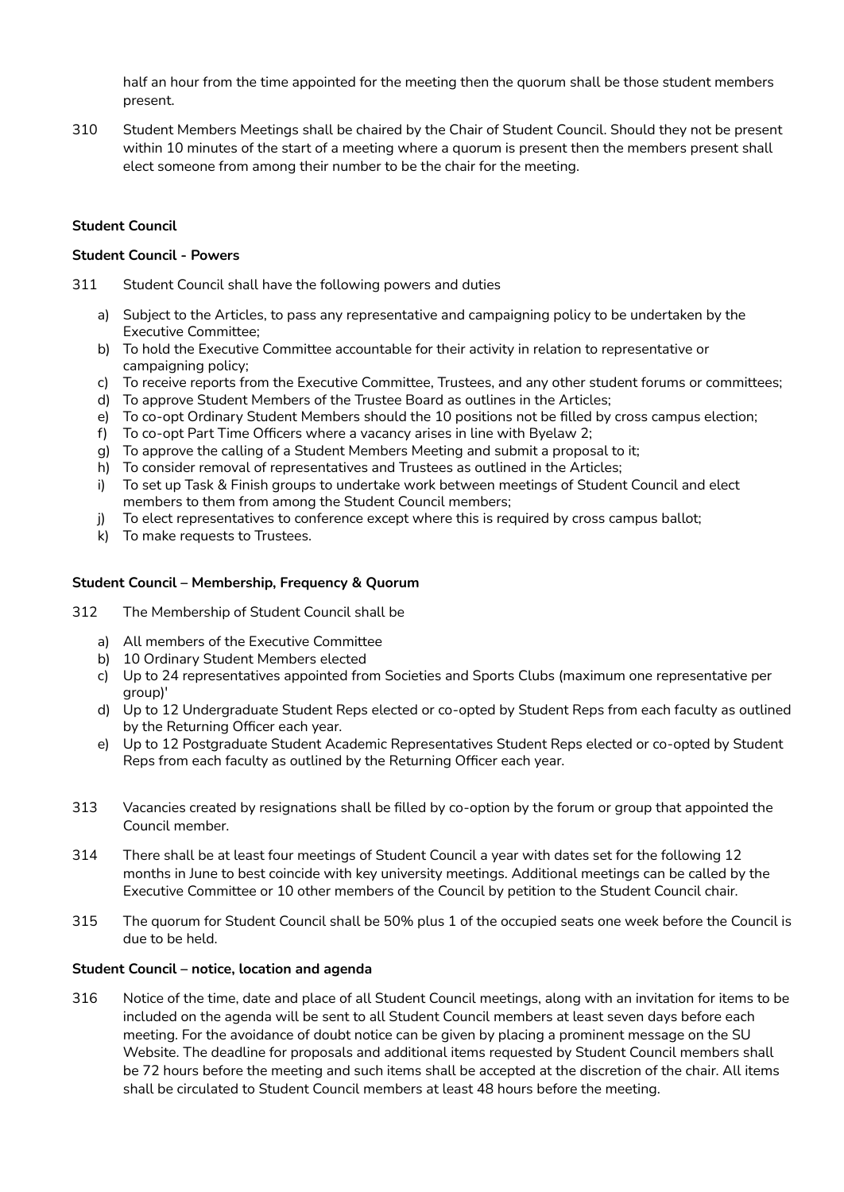half an hour from the time appointed for the meeting then the quorum shall be those student members present.

310 Student Members Meetings shall be chaired by the Chair of Student Council. Should they not be present within 10 minutes of the start of a meeting where a quorum is present then the members present shall elect someone from among their number to be the chair for the meeting.

**Student Council**

**Student Council - Powers**

311 Student Council shall have the following powers and duties

a) Subject to the Articles, to pass any representative and campaigning policy to be undertaken by the Executive Committee;
b) To hold the Executive Committee accountable for their activity in relation to representative or campaigning policy;
c) To receive reports from the Executive Committee, Trustees, and any other student forums or committees;
d) To approve Student Members of the Trustee Board as outlines in the Articles;
e) To co-opt Ordinary Student Members should the 10 positions not be filled by cross campus election;
f) To co-opt Part Time Officers where a vacancy arises in line with Byelaw 2;
g) To approve the calling of a Student Members Meeting and submit a proposal to it;
h) To consider removal of representatives and Trustees as outlined in the Articles;
i) To set up Task & Finish groups to undertake work between meetings of Student Council and elect members to them from among the Student Council members;
j) To elect representatives to conference except where this is required by cross campus ballot;
k) To make requests to Trustees.

**Student Council – Membership, Frequency & Quorum**

312 The Membership of Student Council shall be

a) All members of the Executive Committee
b) 10 Ordinary Student Members elected
c) Up to 24 representatives appointed from Societies and Sports Clubs (maximum one representative per group)'
d) Up to 12 Undergraduate Student Reps elected or co-opted by Student Reps from each faculty as outlined by the Returning Officer each year.
e) Up to 12 Postgraduate Student Academic Representatives Student Reps elected or co-opted by Student Reps from each faculty as outlined by the Returning Officer each year.

313 Vacancies created by resignations shall be filled by co-option by the forum or group that appointed the Council member.

314 There shall be at least four meetings of Student Council a year with dates set for the following 12 months in June to best coincide with key university meetings. Additional meetings can be called by the Executive Committee or 10 other members of the Council by petition to the Student Council chair.

315 The quorum for Student Council shall be 50% plus 1 of the occupied seats one week before the Council is due to be held.

**Student Council – notice, location and agenda**

316 Notice of the time, date and place of all Student Council meetings, along with an invitation for items to be included on the agenda will be sent to all Student Council members at least seven days before each meeting. For the avoidance of doubt notice can be given by placing a prominent message on the SU Website. The deadline for proposals and additional items requested by Student Council members shall be 72 hours before the meeting and such items shall be accepted at the discretion of the chair. All items shall be circulated to Student Council members at least 48 hours before the meeting.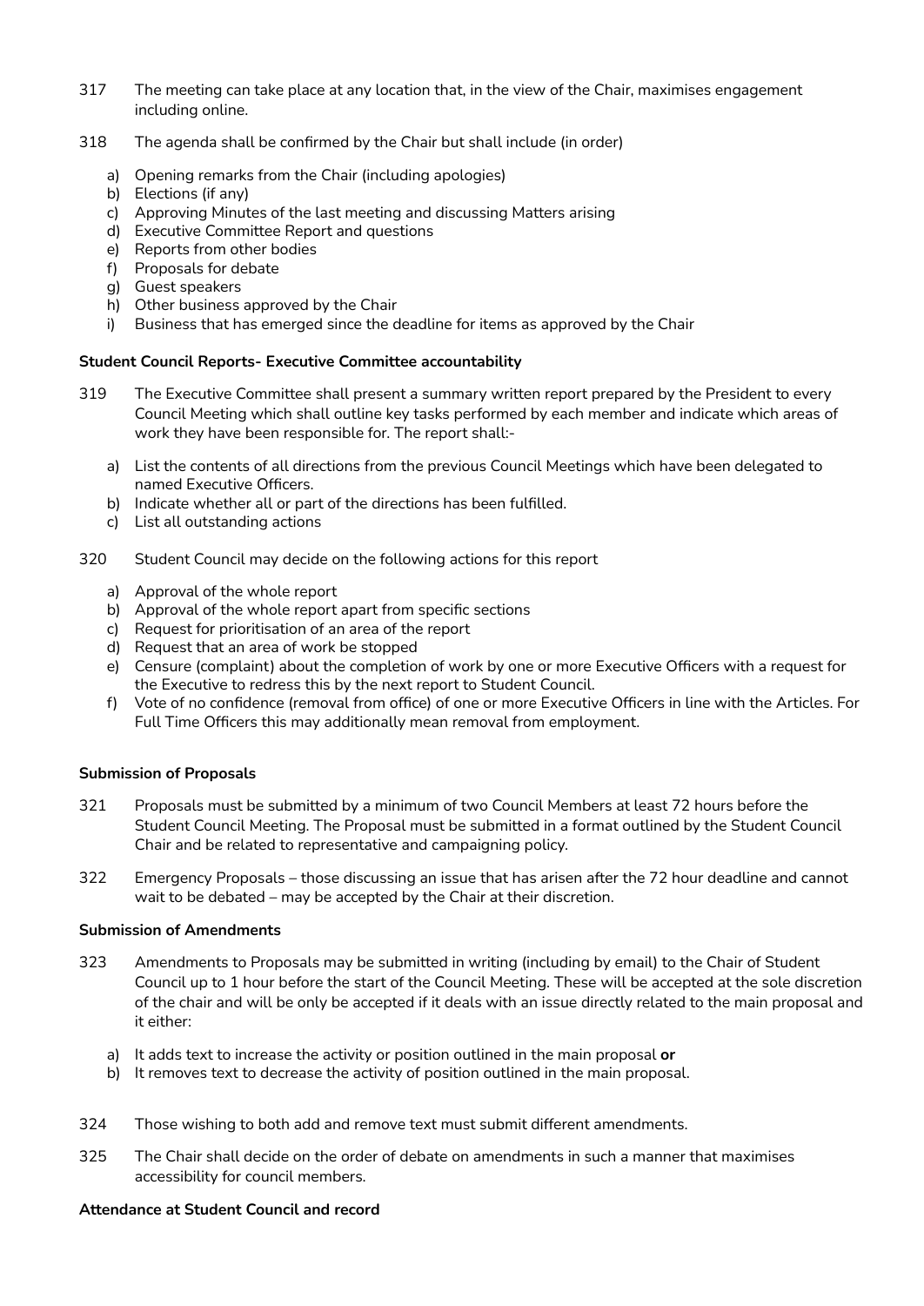317 The meeting can take place at any location that, in the view of the Chair, maximises engagement including online.

318 The agenda shall be confirmed by the Chair but shall include (in order)

a) Opening remarks from the Chair (including apologies)
b) Elections (if any)
c) Approving Minutes of the last meeting and discussing Matters arising
d) Executive Committee Report and questions
e) Reports from other bodies
f) Proposals for debate
g) Guest speakers
h) Other business approved by the Chair
i) Business that has emerged since the deadline for items as approved by the Chair

**Student Council Reports- Executive Committee accountability**

319 The Executive Committee shall present a summary written report prepared by the President to every Council Meeting which shall outline key tasks performed by each member and indicate which areas of work they have been responsible for. The report shall:-

a) List the contents of all directions from the previous Council Meetings which have been delegated to named Executive Officers.
b) Indicate whether all or part of the directions has been fulfilled.
c) List all outstanding actions

320 Student Council may decide on the following actions for this report

a) Approval of the whole report
b) Approval of the whole report apart from specific sections
c) Request for prioritisation of an area of the report
d) Request that an area of work be stopped
e) Censure (complaint) about the completion of work by one or more Executive Officers with a request for the Executive to redress this by the next report to Student Council.
f) Vote of no confidence (removal from office) of one or more Executive Officers in line with the Articles. For Full Time Officers this may additionally mean removal from employment.

**Submission of Proposals**

321 Proposals must be submitted by a minimum of two Council Members at least 72 hours before the Student Council Meeting. The Proposal must be submitted in a format outlined by the Student Council Chair and be related to representative and campaigning policy.

322 Emergency Proposals – those discussing an issue that has arisen after the 72 hour deadline and cannot wait to be debated – may be accepted by the Chair at their discretion.

**Submission of Amendments**

323 Amendments to Proposals may be submitted in writing (including by email) to the Chair of Student Council up to 1 hour before the start of the Council Meeting. These will be accepted at the sole discretion of the chair and will be only be accepted if it deals with an issue directly related to the main proposal and it either:

a) It adds text to increase the activity or position outlined in the main proposal **or**
b) It removes text to decrease the activity of position outlined in the main proposal.

324 Those wishing to both add and remove text must submit different amendments.

325 The Chair shall decide on the order of debate on amendments in such a manner that maximises accessibility for council members.

**Attendance at Student Council and record**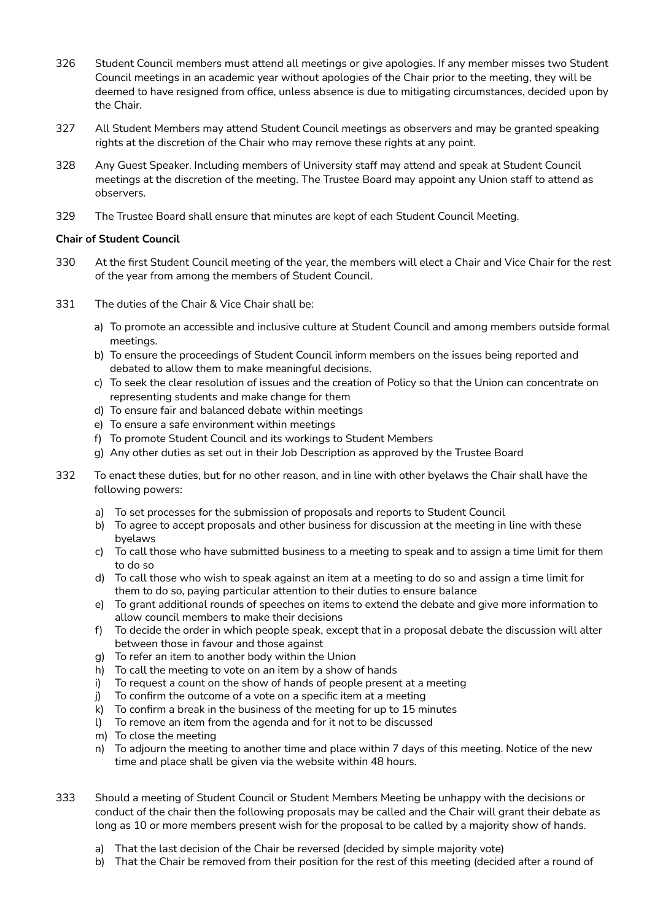326 Student Council members must attend all meetings or give apologies. If any member misses two Student Council meetings in an academic year without apologies of the Chair prior to the meeting, they will be deemed to have resigned from office, unless absence is due to mitigating circumstances, decided upon by the Chair.

327 All Student Members may attend Student Council meetings as observers and may be granted speaking rights at the discretion of the Chair who may remove these rights at any point.

328 Any Guest Speaker. Including members of University staff may attend and speak at Student Council meetings at the discretion of the meeting. The Trustee Board may appoint any Union staff to attend as observers.

329 The Trustee Board shall ensure that minutes are kept of each Student Council Meeting.

**Chair of Student Council**

330 At the first Student Council meeting of the year, the members will elect a Chair and Vice Chair for the rest of the year from among the members of Student Council.

331 The duties of the Chair & Vice Chair shall be:

a) To promote an accessible and inclusive culture at Student Council and among members outside formal meetings.
b) To ensure the proceedings of Student Council inform members on the issues being reported and debated to allow them to make meaningful decisions.
c) To seek the clear resolution of issues and the creation of Policy so that the Union can concentrate on representing students and make change for them
d) To ensure fair and balanced debate within meetings
e) To ensure a safe environment within meetings
f) To promote Student Council and its workings to Student Members
g) Any other duties as set out in their Job Description as approved by the Trustee Board

332 To enact these duties, but for no other reason, and in line with other byelaws the Chair shall have the following powers:

a) To set processes for the submission of proposals and reports to Student Council
b) To agree to accept proposals and other business for discussion at the meeting in line with these byelaws
c) To call those who have submitted business to a meeting to speak and to assign a time limit for them to do so
d) To call those who wish to speak against an item at a meeting to do so and assign a time limit for them to do so, paying particular attention to their duties to ensure balance
e) To grant additional rounds of speeches on items to extend the debate and give more information to allow council members to make their decisions
f) To decide the order in which people speak, except that in a proposal debate the discussion will alter between those in favour and those against
g) To refer an item to another body within the Union
h) To call the meeting to vote on an item by a show of hands
i) To request a count on the show of hands of people present at a meeting
j) To confirm the outcome of a vote on a specific item at a meeting
k) To confirm a break in the business of the meeting for up to 15 minutes
l) To remove an item from the agenda and for it not to be discussed
m) To close the meeting
n) To adjourn the meeting to another time and place within 7 days of this meeting. Notice of the new time and place shall be given via the website within 48 hours.

333 Should a meeting of Student Council or Student Members Meeting be unhappy with the decisions or conduct of the chair then the following proposals may be called and the Chair will grant their debate as long as 10 or more members present wish for the proposal to be called by a majority show of hands.

a) That the last decision of the Chair be reversed (decided by simple majority vote)
b) That the Chair be removed from their position for the rest of this meeting (decided after a round of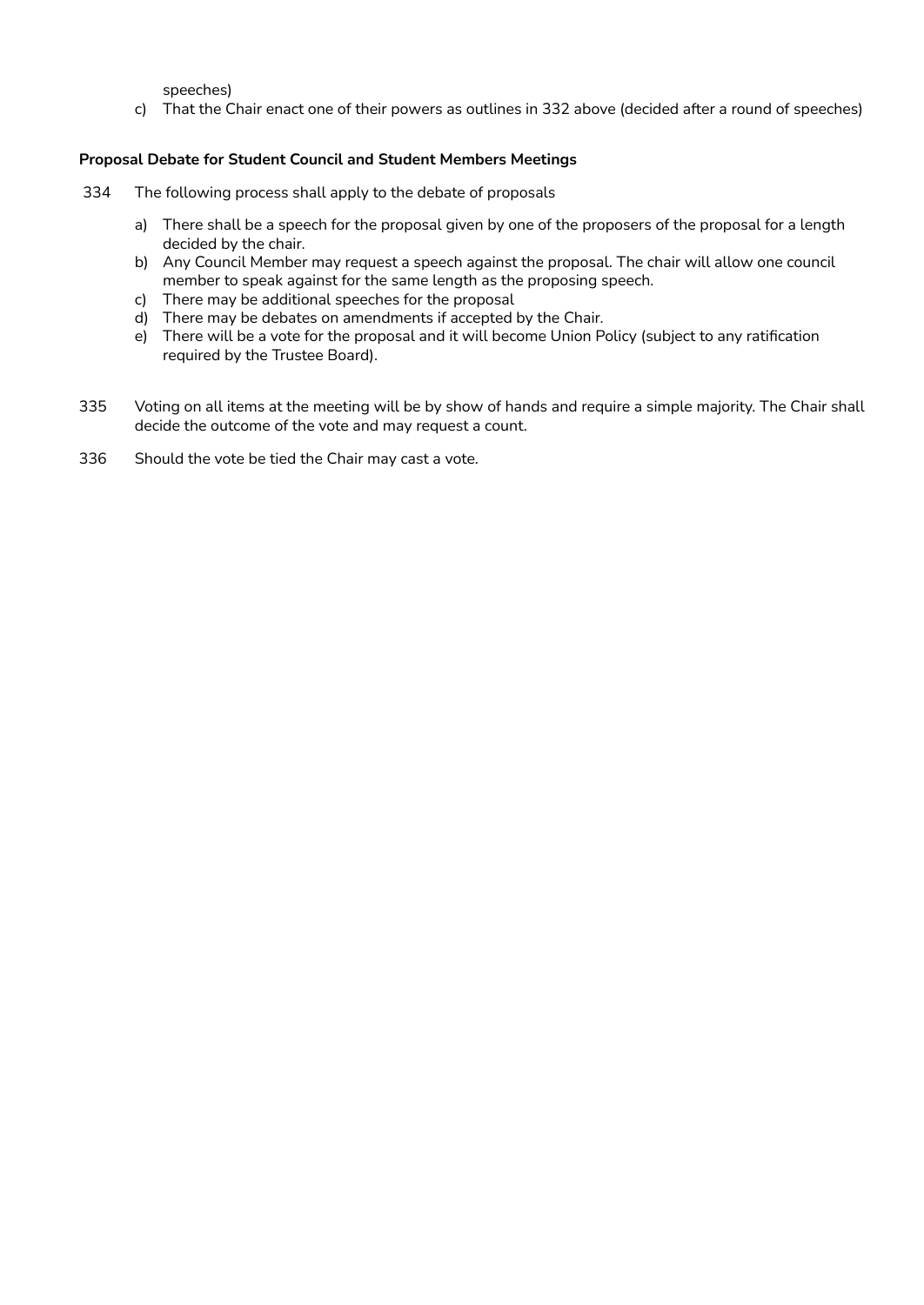speeches)

c) That the Chair enact one of their powers as outlines in 332 above (decided after a round of speeches)

**Proposal Debate for Student Council and Student Members Meetings**

334 The following process shall apply to the debate of proposals

a) There shall be a speech for the proposal given by one of the proposers of the proposal for a length decided by the chair.
b) Any Council Member may request a speech against the proposal. The chair will allow one council member to speak against for the same length as the proposing speech.
c) There may be additional speeches for the proposal
d) There may be debates on amendments if accepted by the Chair.
e) There will be a vote for the proposal and it will become Union Policy (subject to any ratification required by the Trustee Board).

335 Voting on all items at the meeting will be by show of hands and require a simple majority. The Chair shall decide the outcome of the vote and may request a count.

336 Should the vote be tied the Chair may cast a vote.